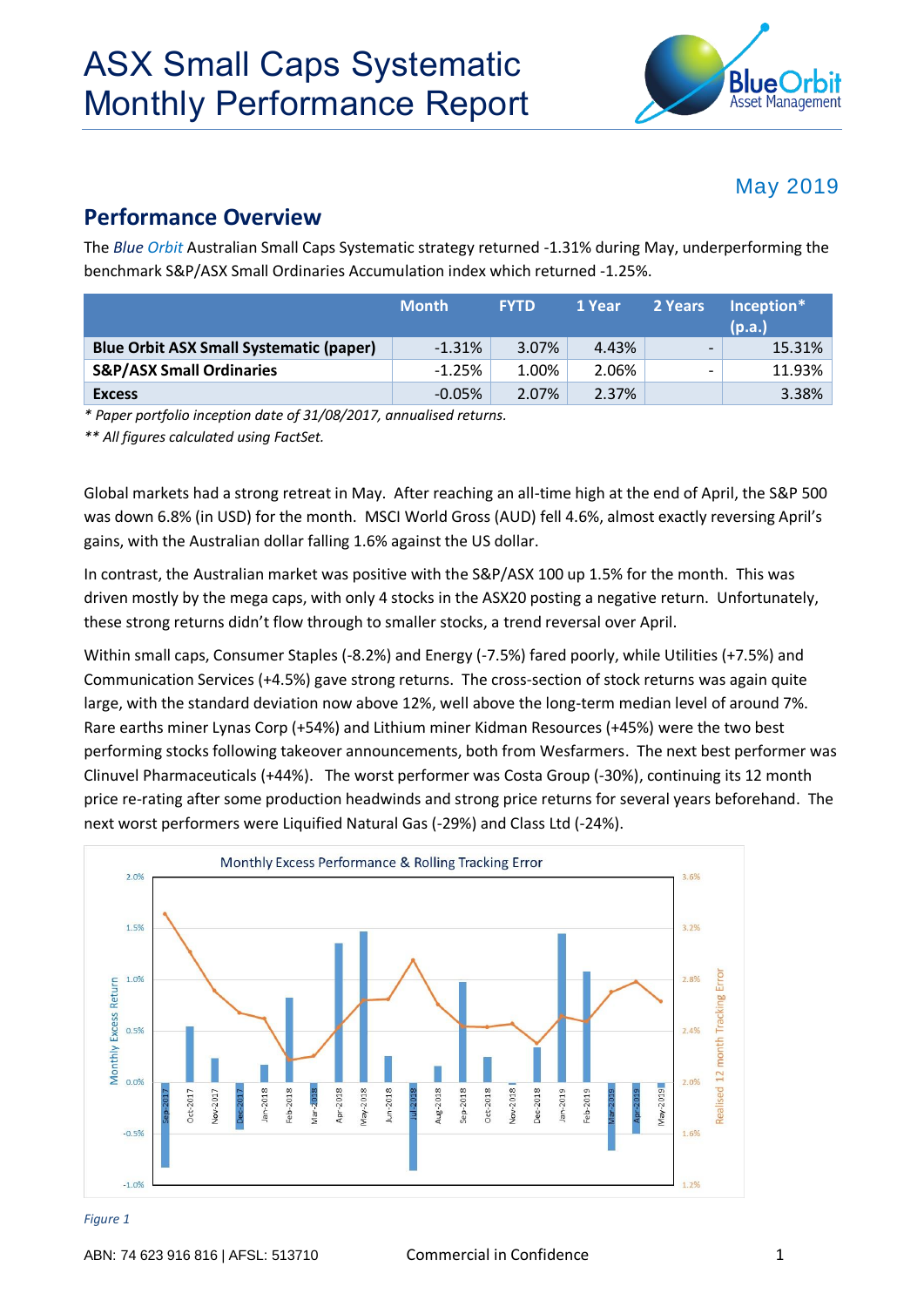# ASX Small Caps Systematic Monthly Performance Report

May 2019

## Performance Overview

The *Blue Orbit* Australian Small Caps Systematic strategy returned -1.31% during May, underperforming the benchmark S&P/ASX Small Ordinaries Accumulation index which returned -1.25%.

| | Month | FYTD | 1 Year | 2 Years | Inception* (p.a.) |
|---|---|---|---|---|---|
| **Blue Orbit ASX Small Systematic (paper)** | -1.31% | 3.07% | 4.43% | - | 15.31% |
| **S&P/ASX Small Ordinaries** | -1.25% | 1.00% | 2.06% | - | 11.93% |
| **Excess** | -0.05% | 2.07% | 2.37% | | 3.38% |

*\* Paper portfolio inception date of 31/08/2017, annualised returns.*

*\*\* All figures calculated using FactSet.*

Global markets had a strong retreat in May. After reaching an all-time high at the end of April, the S&P 500 was down 6.8% (in USD) for the month. MSCI World Gross (AUD) fell 4.6%, almost exactly reversing April's gains, with the Australian dollar falling 1.6% against the US dollar.

In contrast, the Australian market was positive with the S&P/ASX 100 up 1.5% for the month. This was driven mostly by the mega caps, with only 4 stocks in the ASX20 posting a negative return. Unfortunately, these strong returns didn't flow through to smaller stocks, a trend reversal over April.

Within small caps, Consumer Staples (-8.2%) and Energy (-7.5%) fared poorly, while Utilities (+7.5%) and Communication Services (+4.5%) gave strong returns. The cross-section of stock returns was again quite large, with the standard deviation now above 12%, well above the long-term median level of around 7%. Rare earths miner Lynas Corp (+54%) and Lithium miner Kidman Resources (+45%) were the two best performing stocks following takeover announcements, both from Wesfarmers. The next best performer was Clinuvel Pharmaceuticals (+44%). The worst performer was Costa Group (-30%), continuing its 12 month price re-rating after some production headwinds and strong price returns for several years beforehand. The next worst performers were Liquified Natural Gas (-29%) and Class Ltd (-24%).

*Figure 1*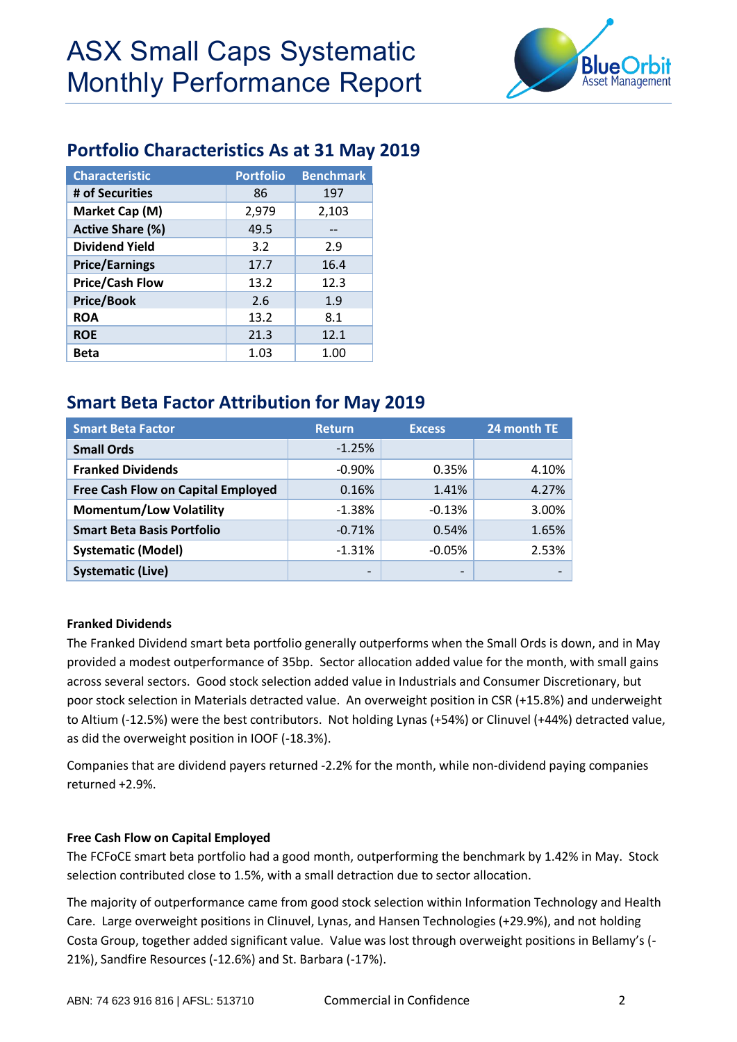# ASX Small Caps Systematic Monthly Performance Report

## Portfolio Characteristics As at 31 May 2019

| Characteristic | Portfolio | Benchmark |
|---|---|---|
| # of Securities | 86 | 197 |
| Market Cap (M) | 2,979 | 2,103 |
| Active Share (%) | 49.5 | -- |
| Dividend Yield | 3.2 | 2.9 |
| Price/Earnings | 17.7 | 16.4 |
| Price/Cash Flow | 13.2 | 12.3 |
| Price/Book | 2.6 | 1.9 |
| ROA | 13.2 | 8.1 |
| ROE | 21.3 | 12.1 |
| Beta | 1.03 | 1.00 |

## Smart Beta Factor Attribution for May 2019

| Smart Beta Factor | Return | Excess | 24 month TE |
|---|---|---|---|
| Small Ords | -1.25% | | |
| Franked Dividends | -0.90% | 0.35% | 4.10% |
| Free Cash Flow on Capital Employed | 0.16% | 1.41% | 4.27% |
| Momentum/Low Volatility | -1.38% | -0.13% | 3.00% |
| Smart Beta Basis Portfolio | -0.71% | 0.54% | 1.65% |
| Systematic (Model) | -1.31% | -0.05% | 2.53% |
| Systematic (Live) | - | - | - |

**Franked Dividends**

The Franked Dividend smart beta portfolio generally outperforms when the Small Ords is down, and in May provided a modest outperformance of 35bp. Sector allocation added value for the month, with small gains across several sectors. Good stock selection added value in Industrials and Consumer Discretionary, but poor stock selection in Materials detracted value. An overweight position in CSR (+15.8%) and underweight to Altium (-12.5%) were the best contributors. Not holding Lynas (+54%) or Clinuvel (+44%) detracted value, as did the overweight position in IOOF (-18.3%).

Companies that are dividend payers returned -2.2% for the month, while non-dividend paying companies returned +2.9%.

**Free Cash Flow on Capital Employed**

The FCFoCE smart beta portfolio had a good month, outperforming the benchmark by 1.42% in May. Stock selection contributed close to 1.5%, with a small detraction due to sector allocation.

The majority of outperformance came from good stock selection within Information Technology and Health Care. Large overweight positions in Clinuvel, Lynas, and Hansen Technologies (+29.9%), and not holding Costa Group, together added significant value. Value was lost through overweight positions in Bellamy's (-21%), Sandfire Resources (-12.6%) and St. Barbara (-17%).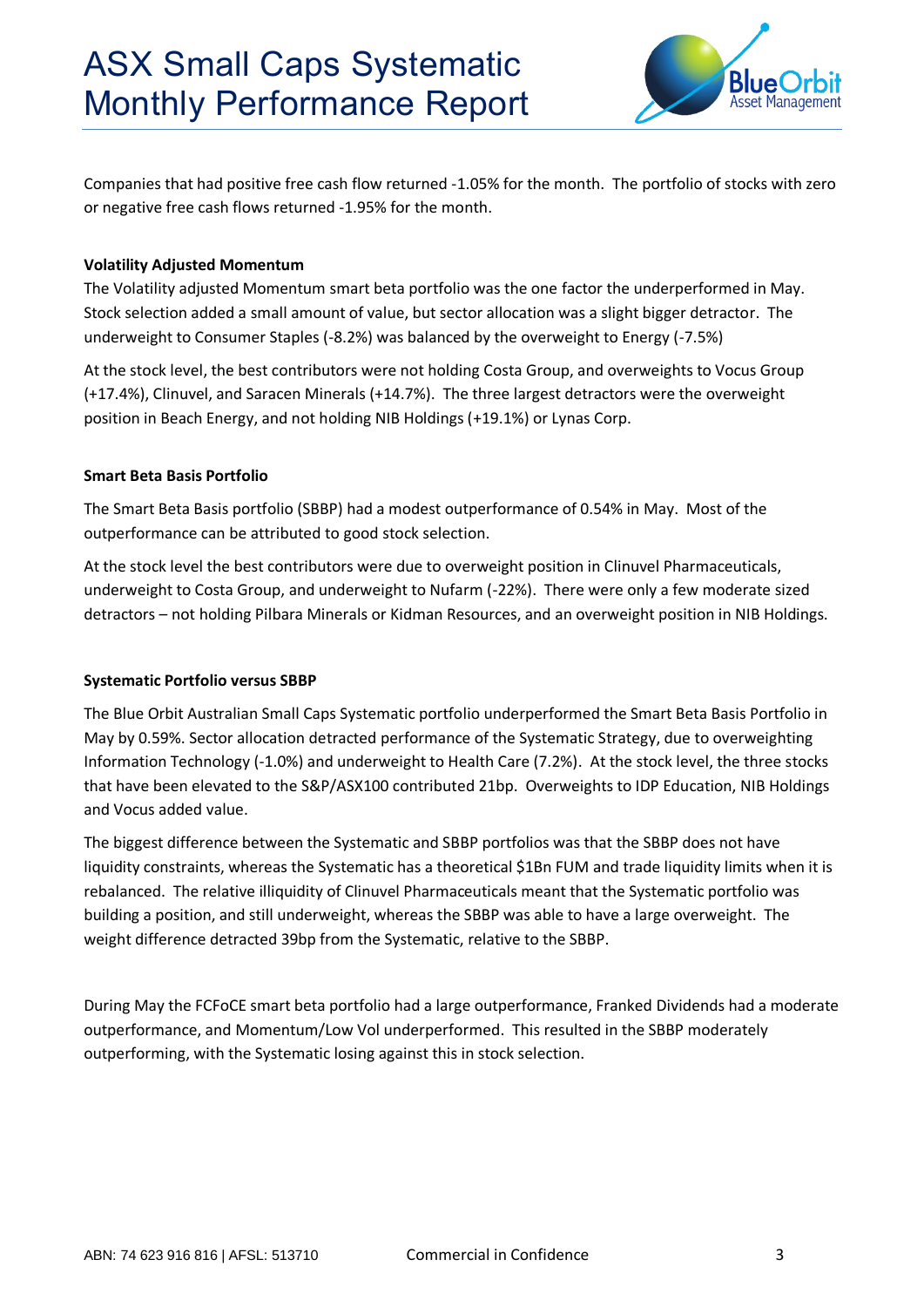Companies that had positive free cash flow returned -1.05% for the month. The portfolio of stocks with zero or negative free cash flows returned -1.95% for the month.

**Volatility Adjusted Momentum**

The Volatility adjusted Momentum smart beta portfolio was the one factor the underperformed in May. Stock selection added a small amount of value, but sector allocation was a slight bigger detractor. The underweight to Consumer Staples (-8.2%) was balanced by the overweight to Energy (-7.5%)

At the stock level, the best contributors were not holding Costa Group, and overweights to Vocus Group (+17.4%), Clinuvel, and Saracen Minerals (+14.7%). The three largest detractors were the overweight position in Beach Energy, and not holding NIB Holdings (+19.1%) or Lynas Corp.

**Smart Beta Basis Portfolio**

The Smart Beta Basis portfolio (SBBP) had a modest outperformance of 0.54% in May. Most of the outperformance can be attributed to good stock selection.

At the stock level the best contributors were due to overweight position in Clinuvel Pharmaceuticals, underweight to Costa Group, and underweight to Nufarm (-22%). There were only a few moderate sized detractors – not holding Pilbara Minerals or Kidman Resources, and an overweight position in NIB Holdings.

**Systematic Portfolio versus SBBP**

The Blue Orbit Australian Small Caps Systematic portfolio underperformed the Smart Beta Basis Portfolio in May by 0.59%. Sector allocation detracted performance of the Systematic Strategy, due to overweighting Information Technology (-1.0%) and underweight to Health Care (7.2%). At the stock level, the three stocks that have been elevated to the S&P/ASX100 contributed 21bp. Overweights to IDP Education, NIB Holdings and Vocus added value.

The biggest difference between the Systematic and SBBP portfolios was that the SBBP does not have liquidity constraints, whereas the Systematic has a theoretical $1Bn FUM and trade liquidity limits when it is rebalanced. The relative illiquidity of Clinuvel Pharmaceuticals meant that the Systematic portfolio was building a position, and still underweight, whereas the SBBP was able to have a large overweight. The weight difference detracted 39bp from the Systematic, relative to the SBBP.

During May the FCFoCE smart beta portfolio had a large outperformance, Franked Dividends had a moderate outperformance, and Momentum/Low Vol underperformed. This resulted in the SBBP moderately outperforming, with the Systematic losing against this in stock selection.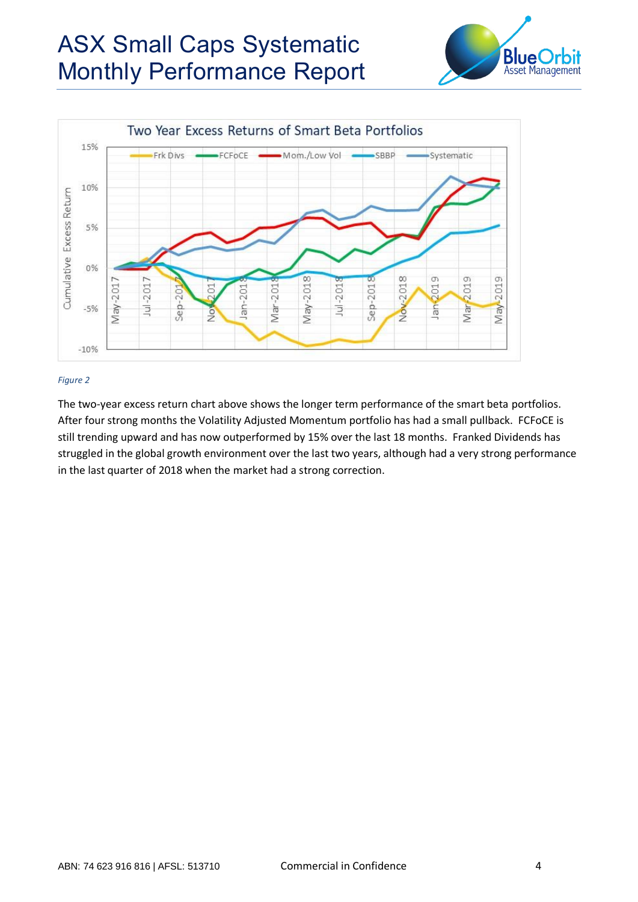*Figure 2*

The two-year excess return chart above shows the longer term performance of the smart beta portfolios. After four strong months the Volatility Adjusted Momentum portfolio has had a small pullback. FCFoCE is still trending upward and has now outperformed by 15% over the last 18 months. Franked Dividends has struggled in the global growth environment over the last two years, although had a very strong performance in the last quarter of 2018 when the market had a strong correction.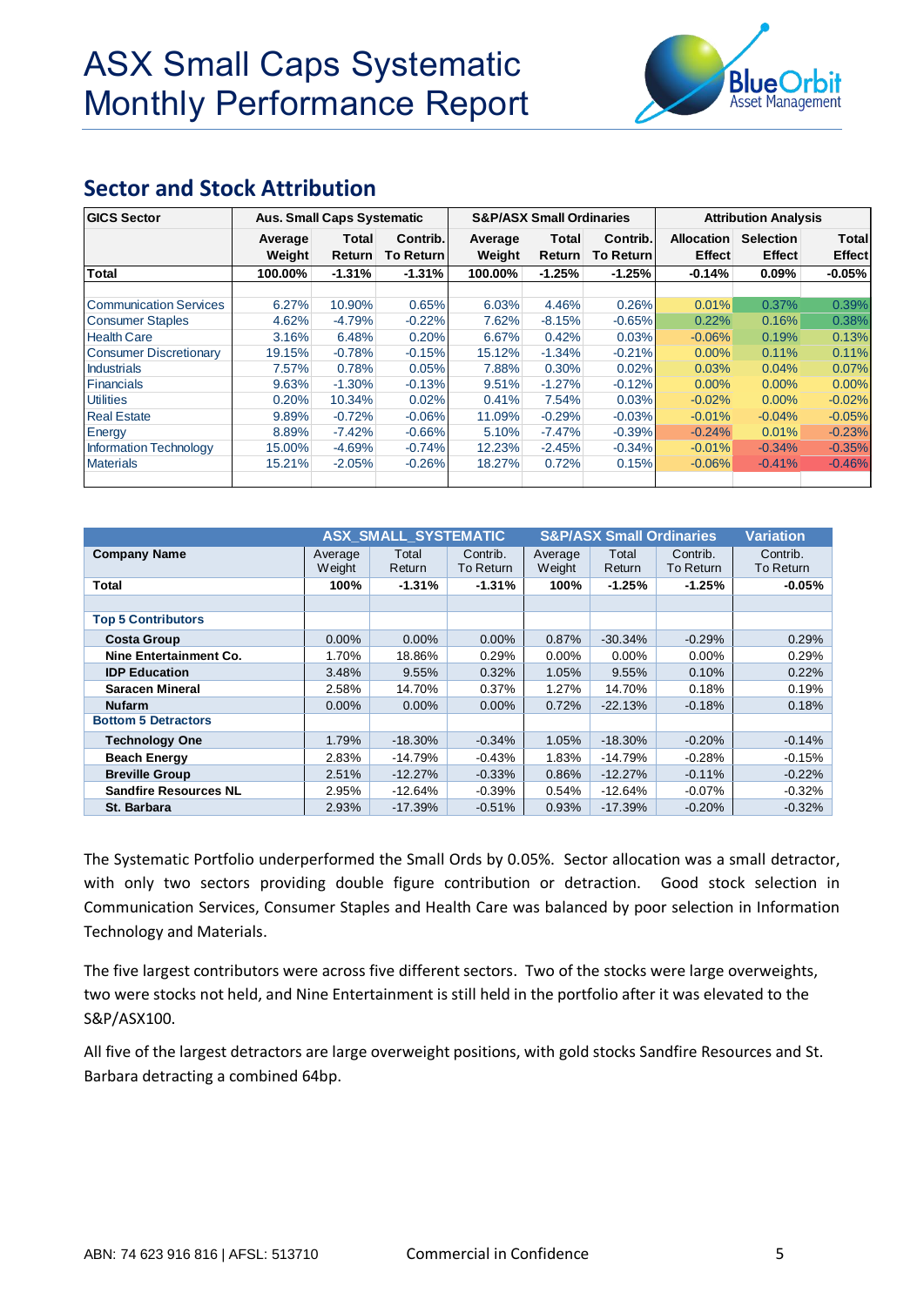# ASX Small Caps Systematic Monthly Performance Report

## Sector and Stock Attribution

| GICS Sector | Aus. Small Caps Systematic | | | S&P/ASX Small Ordinaries | | | Attribution Analysis | | |
|---|---|---|---|---|---|---|---|---|---|
| | Average Weight | Total Return | Contrib. To Return | Average Weight | Total Return | Contrib. To Return | Allocation Effect | Selection Effect | Total Effect |
| **Total** | **100.00%** | **-1.31%** | **-1.31%** | **100.00%** | **-1.25%** | **-1.25%** | **-0.14%** | **0.09%** | **-0.05%** |
| Communication Services | 6.27% | 10.90% | 0.65% | 6.03% | 4.46% | 0.26% | 0.01% | 0.37% | 0.39% |
| Consumer Staples | 4.62% | -4.79% | -0.22% | 7.62% | -8.15% | -0.65% | 0.22% | 0.16% | 0.38% |
| Health Care | 3.16% | 6.48% | 0.20% | 6.67% | 0.42% | 0.03% | -0.06% | 0.19% | 0.13% |
| Consumer Discretionary | 19.15% | -0.78% | -0.15% | 15.12% | -1.34% | -0.21% | 0.00% | 0.11% | 0.11% |
| Industrials | 7.57% | 0.78% | 0.05% | 7.88% | 0.30% | 0.02% | 0.03% | 0.04% | 0.07% |
| Financials | 9.63% | -1.30% | -0.13% | 9.51% | -1.27% | -0.12% | 0.00% | 0.00% | 0.00% |
| Utilities | 0.20% | 10.34% | 0.02% | 0.41% | 7.54% | 0.03% | -0.02% | 0.00% | -0.02% |
| Real Estate | 9.89% | -0.72% | -0.06% | 11.09% | -0.29% | -0.03% | -0.01% | -0.04% | -0.05% |
| Energy | 8.89% | -7.42% | -0.66% | 5.10% | -7.47% | -0.39% | -0.24% | 0.01% | -0.23% |
| Information Technology | 15.00% | -4.69% | -0.74% | 12.23% | -2.45% | -0.34% | -0.01% | -0.34% | -0.35% |
| Materials | 15.21% | -2.05% | -0.26% | 18.27% | 0.72% | 0.15% | -0.06% | -0.41% | -0.46% |

| | ASX_SMALL_SYSTEMATIC | | | S&P/ASX Small Ordinaries | | | Variation |
|---|---|---|---|---|---|---|---|
| **Company Name** | Average Weight | Total Return | Contrib. To Return | Average Weight | Total Return | Contrib. To Return | Contrib. To Return |
| **Total** | **100%** | **-1.31%** | **-1.31%** | **100%** | **-1.25%** | **-1.25%** | **-0.05%** |
| **Top 5 Contributors** | | | | | | | |
| **Costa Group** | 0.00% | 0.00% | 0.00% | 0.87% | -30.34% | -0.29% | 0.29% |
| **Nine Entertainment Co.** | 1.70% | 18.86% | 0.29% | 0.00% | 0.00% | 0.00% | 0.29% |
| **IDP Education** | 3.48% | 9.55% | 0.32% | 1.05% | 9.55% | 0.10% | 0.22% |
| **Saracen Mineral** | 2.58% | 14.70% | 0.37% | 1.27% | 14.70% | 0.18% | 0.19% |
| **Nufarm** | 0.00% | 0.00% | 0.00% | 0.72% | -22.13% | -0.18% | 0.18% |
| **Bottom 5 Detractors** | | | | | | | |
| **Technology One** | 1.79% | -18.30% | -0.34% | 1.05% | -18.30% | -0.20% | -0.14% |
| **Beach Energy** | 2.83% | -14.79% | -0.43% | 1.83% | -14.79% | -0.28% | -0.15% |
| **Breville Group** | 2.51% | -12.27% | -0.33% | 0.86% | -12.27% | -0.11% | -0.22% |
| **Sandfire Resources NL** | 2.95% | -12.64% | -0.39% | 0.54% | -12.64% | -0.07% | -0.32% |
| **St. Barbara** | 2.93% | -17.39% | -0.51% | 0.93% | -17.39% | -0.20% | -0.32% |

The Systematic Portfolio underperformed the Small Ords by 0.05%. Sector allocation was a small detractor, with only two sectors providing double figure contribution or detraction. Good stock selection in Communication Services, Consumer Staples and Health Care was balanced by poor selection in Information Technology and Materials.

The five largest contributors were across five different sectors. Two of the stocks were large overweights, two were stocks not held, and Nine Entertainment is still held in the portfolio after it was elevated to the S&P/ASX100.

All five of the largest detractors are large overweight positions, with gold stocks Sandfire Resources and St. Barbara detracting a combined 64bp.

ABN: 74 623 916 816 | AFSL: 513710 Commercial in Confidence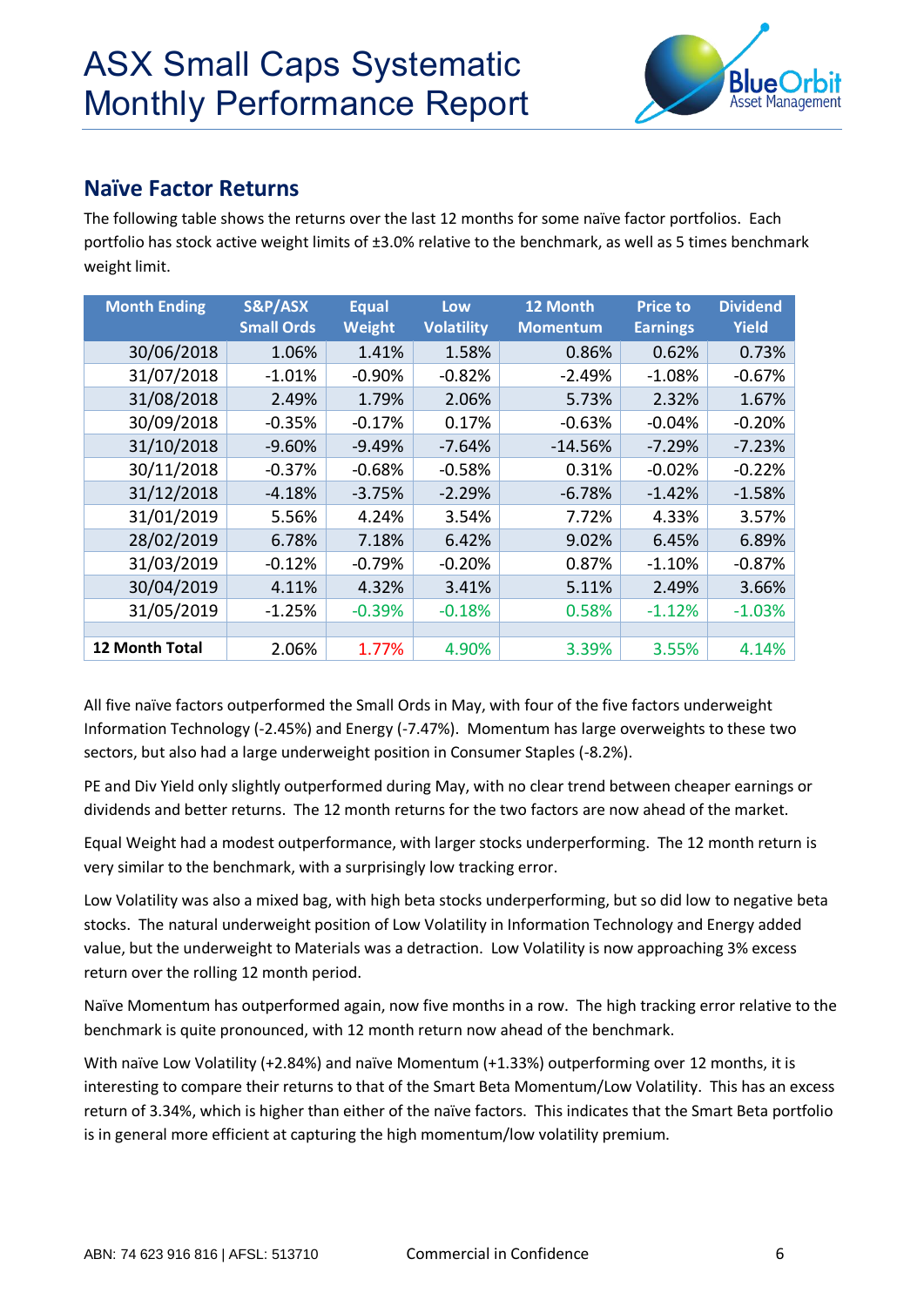## Naïve Factor Returns

The following table shows the returns over the last 12 months for some naïve factor portfolios. Each portfolio has stock active weight limits of ±3.0% relative to the benchmark, as well as 5 times benchmark weight limit.

| Month Ending | S&P/ASX Small Ords | Equal Weight | Low Volatility | 12 Month Momentum | Price to Earnings | Dividend Yield |
|---|---|---|---|---|---|---|
| 30/06/2018 | 1.06% | 1.41% | 1.58% | 0.86% | 0.62% | 0.73% |
| 31/07/2018 | -1.01% | -0.90% | -0.82% | -2.49% | -1.08% | -0.67% |
| 31/08/2018 | 2.49% | 1.79% | 2.06% | 5.73% | 2.32% | 1.67% |
| 30/09/2018 | -0.35% | -0.17% | 0.17% | -0.63% | -0.04% | -0.20% |
| 31/10/2018 | -9.60% | -9.49% | -7.64% | -14.56% | -7.29% | -7.23% |
| 30/11/2018 | -0.37% | -0.68% | -0.58% | 0.31% | -0.02% | -0.22% |
| 31/12/2018 | -4.18% | -3.75% | -2.29% | -6.78% | -1.42% | -1.58% |
| 31/01/2019 | 5.56% | 4.24% | 3.54% | 7.72% | 4.33% | 3.57% |
| 28/02/2019 | 6.78% | 7.18% | 6.42% | 9.02% | 6.45% | 6.89% |
| 31/03/2019 | -0.12% | -0.79% | -0.20% | 0.87% | -1.10% | -0.87% |
| 30/04/2019 | 4.11% | 4.32% | 3.41% | 5.11% | 2.49% | 3.66% |
| 31/05/2019 | -1.25% | -0.39% | -0.18% | 0.58% | -1.12% | -1.03% |
| | | | | | | |
| **12 Month Total** | 2.06% | 1.77% | 4.90% | 3.39% | 3.55% | 4.14% |

All five naïve factors outperformed the Small Ords in May, with four of the five factors underweight Information Technology (-2.45%) and Energy (-7.47%). Momentum has large overweights to these two sectors, but also had a large underweight position in Consumer Staples (-8.2%).

PE and Div Yield only slightly outperformed during May, with no clear trend between cheaper earnings or dividends and better returns. The 12 month returns for the two factors are now ahead of the market.

Equal Weight had a modest outperformance, with larger stocks underperforming. The 12 month return is very similar to the benchmark, with a surprisingly low tracking error.

Low Volatility was also a mixed bag, with high beta stocks underperforming, but so did low to negative beta stocks. The natural underweight position of Low Volatility in Information Technology and Energy added value, but the underweight to Materials was a detraction. Low Volatility is now approaching 3% excess return over the rolling 12 month period.

Naïve Momentum has outperformed again, now five months in a row. The high tracking error relative to the benchmark is quite pronounced, with 12 month return now ahead of the benchmark.

With naïve Low Volatility (+2.84%) and naïve Momentum (+1.33%) outperforming over 12 months, it is interesting to compare their returns to that of the Smart Beta Momentum/Low Volatility. This has an excess return of 3.34%, which is higher than either of the naïve factors. This indicates that the Smart Beta portfolio is in general more efficient at capturing the high momentum/low volatility premium.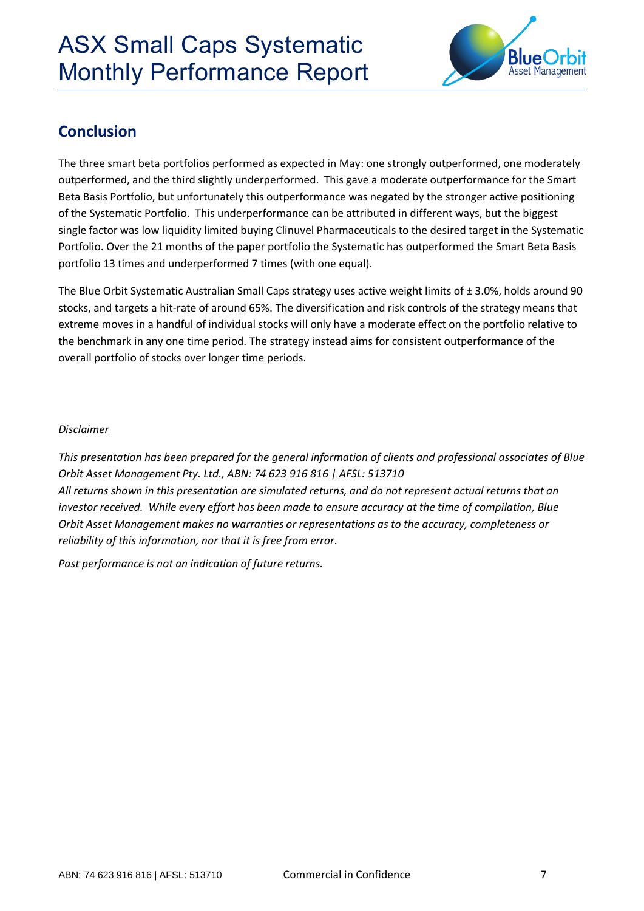## Conclusion

The three smart beta portfolios performed as expected in May: one strongly outperformed, one moderately outperformed, and the third slightly underperformed. This gave a moderate outperformance for the Smart Beta Basis Portfolio, but unfortunately this outperformance was negated by the stronger active positioning of the Systematic Portfolio. This underperformance can be attributed in different ways, but the biggest single factor was low liquidity limited buying Clinuvel Pharmaceuticals to the desired target in the Systematic Portfolio. Over the 21 months of the paper portfolio the Systematic has outperformed the Smart Beta Basis portfolio 13 times and underperformed 7 times (with one equal).

The Blue Orbit Systematic Australian Small Caps strategy uses active weight limits of ± 3.0%, holds around 90 stocks, and targets a hit-rate of around 65%. The diversification and risk controls of the strategy means that extreme moves in a handful of individual stocks will only have a moderate effect on the portfolio relative to the benchmark in any one time period. The strategy instead aims for consistent outperformance of the overall portfolio of stocks over longer time periods.

*Disclaimer*

*This presentation has been prepared for the general information of clients and professional associates of Blue Orbit Asset Management Pty. Ltd., ABN: 74 623 916 816 | AFSL: 513710*
*All returns shown in this presentation are simulated returns, and do not represent actual returns that an investor received. While every effort has been made to ensure accuracy at the time of compilation, Blue Orbit Asset Management makes no warranties or representations as to the accuracy, completeness or reliability of this information, nor that it is free from error.*

*Past performance is not an indication of future returns.*